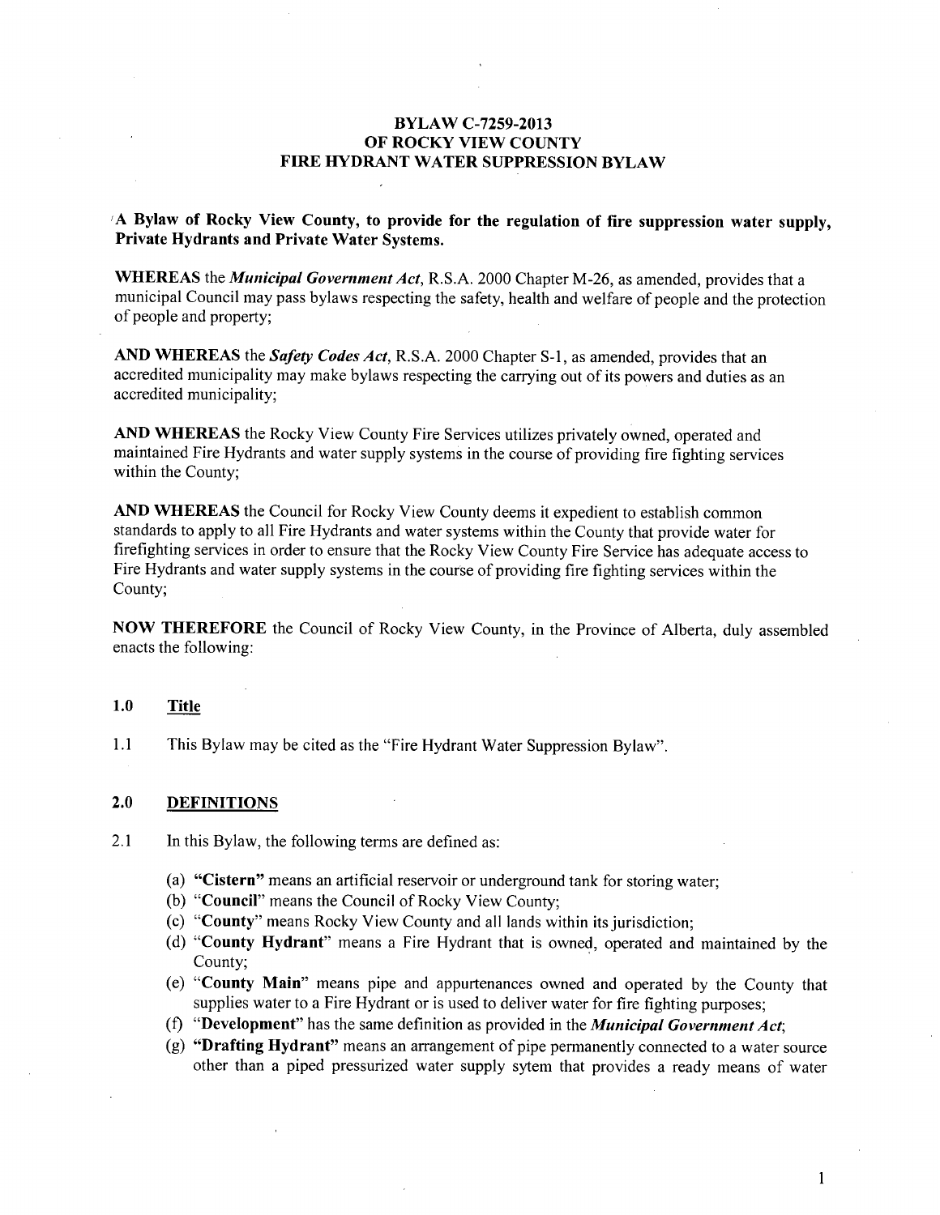# BYLAW C-7259-2013
# OF ROCKY VIEW COUNTY
# FIRE HYDRANT WATER SUPPRESSION BYLAW

**A Bylaw of Rocky View County, to provide for the regulation of fire suppression water supply, Private Hydrants and Private Water Systems.**

**WHEREAS** the ***Municipal Government Act***, R.S.A. 2000 Chapter M-26, as amended, provides that a municipal Council may pass bylaws respecting the safety, health and welfare of people and the protection of people and property;

**AND WHEREAS** the ***Safety Codes Act***, R.S.A. 2000 Chapter S-1, as amended, provides that an accredited municipality may make bylaws respecting the carrying out of its powers and duties as an accredited municipality;

**AND WHEREAS** the Rocky View County Fire Services utilizes privately owned, operated and maintained Fire Hydrants and water supply systems in the course of providing fire fighting services within the County;

**AND WHEREAS** the Council for Rocky View County deems it expedient to establish common standards to apply to all Fire Hydrants and water systems within the County that provide water for firefighting services in order to ensure that the Rocky View County Fire Service has adequate access to Fire Hydrants and water supply systems in the course of providing fire fighting services within the County;

**NOW THEREFORE** the Council of Rocky View County, in the Province of Alberta, duly assembled enacts the following:

## 1.0 Title

1.1 This Bylaw may be cited as the "Fire Hydrant Water Suppression Bylaw".

## 2.0 DEFINITIONS

2.1 In this Bylaw, the following terms are defined as:

(a) **"Cistern"** means an artificial reservoir or underground tank for storing water;

(b) "**Council**" means the Council of Rocky View County;

(c) "**County**" means Rocky View County and all lands within its jurisdiction;

(d) "**County Hydrant**" means a Fire Hydrant that is owned, operated and maintained by the County;

(e) "**County Main**" means pipe and appurtenances owned and operated by the County that supplies water to a Fire Hydrant or is used to deliver water for fire fighting purposes;

(f) "**Development**" has the same definition as provided in the ***Municipal Government Act***;

(g) **"Drafting Hydrant"** means an arrangement of pipe permanently connected to a water source other than a piped pressurized water supply sytem that provides a ready means of water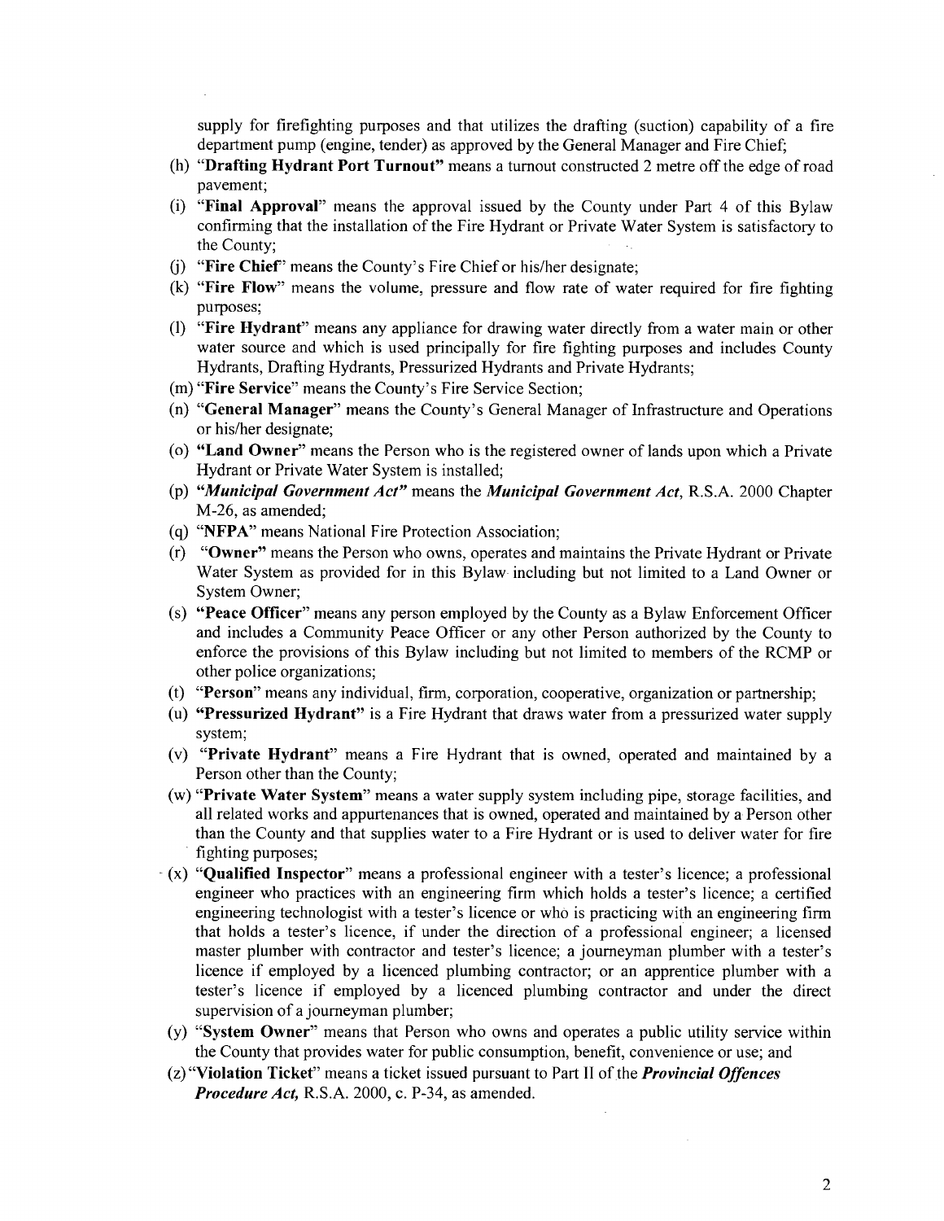supply for firefighting purposes and that utilizes the drafting (suction) capability of a fire department pump (engine, tender) as approved by the General Manager and Fire Chief;

(h) **"Drafting Hydrant Port Turnout"** means a turnout constructed 2 metre off the edge of road pavement;

(i) **"Final Approval"** means the approval issued by the County under Part 4 of this Bylaw confirming that the installation of the Fire Hydrant or Private Water System is satisfactory to the County;

(j) **"Fire Chief"** means the County's Fire Chief or his/her designate;

(k) **"Fire Flow"** means the volume, pressure and flow rate of water required for fire fighting purposes;

(l) **"Fire Hydrant"** means any appliance for drawing water directly from a water main or other water source and which is used principally for fire fighting purposes and includes County Hydrants, Drafting Hydrants, Pressurized Hydrants and Private Hydrants;

(m) **"Fire Service"** means the County's Fire Service Section;

(n) **"General Manager"** means the County's General Manager of Infrastructure and Operations or his/her designate;

(o) **"Land Owner"** means the Person who is the registered owner of lands upon which a Private Hydrant or Private Water System is installed;

(p) ***"Municipal Government Act"*** means the ***Municipal Government Act***, R.S.A. 2000 Chapter M-26, as amended;

(q) **"NFPA"** means National Fire Protection Association;

(r) **"Owner"** means the Person who owns, operates and maintains the Private Hydrant or Private Water System as provided for in this Bylaw including but not limited to a Land Owner or System Owner;

(s) **"Peace Officer"** means any person employed by the County as a Bylaw Enforcement Officer and includes a Community Peace Officer or any other Person authorized by the County to enforce the provisions of this Bylaw including but not limited to members of the RCMP or other police organizations;

(t) **"Person"** means any individual, firm, corporation, cooperative, organization or partnership;

(u) **"Pressurized Hydrant"** is a Fire Hydrant that draws water from a pressurized water supply system;

(v) **"Private Hydrant"** means a Fire Hydrant that is owned, operated and maintained by a Person other than the County;

(w) **"Private Water System"** means a water supply system including pipe, storage facilities, and all related works and appurtenances that is owned, operated and maintained by a Person other than the County and that supplies water to a Fire Hydrant or is used to deliver water for fire fighting purposes;

(x) **"Qualified Inspector"** means a professional engineer with a tester's licence; a professional engineer who practices with an engineering firm which holds a tester's licence; a certified engineering technologist with a tester's licence or who is practicing with an engineering firm that holds a tester's licence, if under the direction of a professional engineer; a licensed master plumber with contractor and tester's licence; a journeyman plumber with a tester's licence if employed by a licenced plumbing contractor; or an apprentice plumber with a tester's licence if employed by a licenced plumbing contractor and under the direct supervision of a journeyman plumber;

(y) **"System Owner"** means that Person who owns and operates a public utility service within the County that provides water for public consumption, benefit, convenience or use; and

(z) **"Violation Ticket"** means a ticket issued pursuant to Part II of the ***Provincial Offences Procedure Act***, R.S.A. 2000, c. P-34, as amended.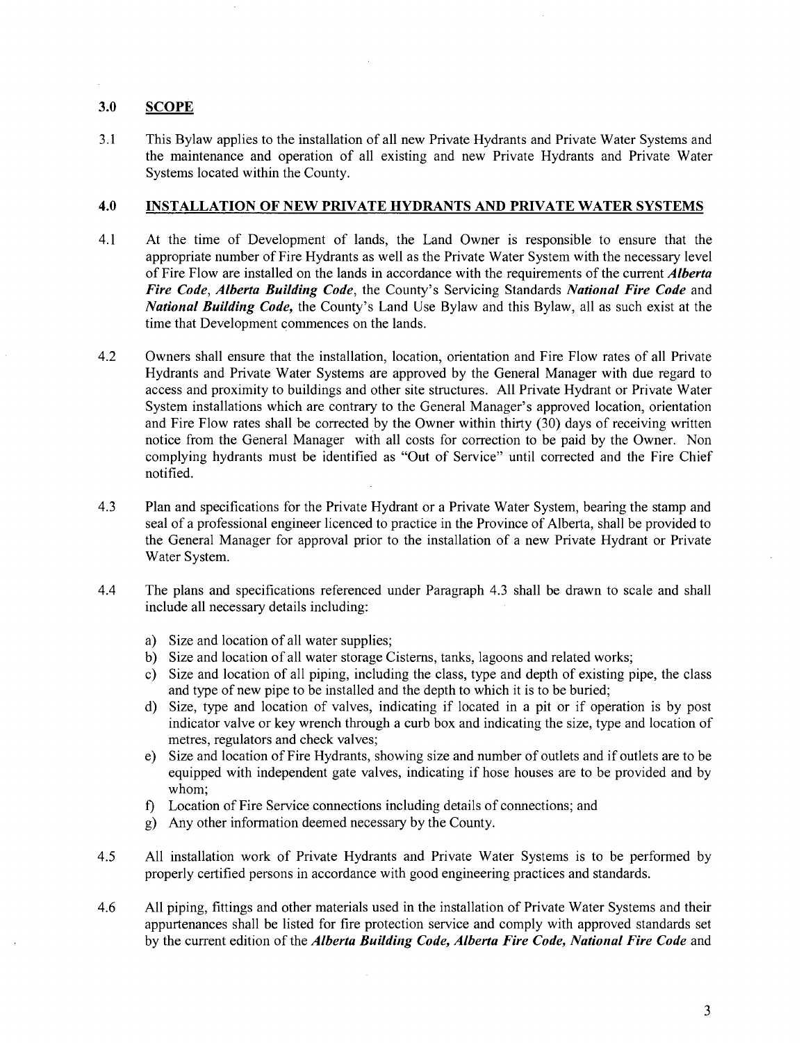## 3.0 SCOPE

3.1 This Bylaw applies to the installation of all new Private Hydrants and Private Water Systems and the maintenance and operation of all existing and new Private Hydrants and Private Water Systems located within the County.

## 4.0 INSTALLATION OF NEW PRIVATE HYDRANTS AND PRIVATE WATER SYSTEMS

4.1 At the time of Development of lands, the Land Owner is responsible to ensure that the appropriate number of Fire Hydrants as well as the Private Water System with the necessary level of Fire Flow are installed on the lands in accordance with the requirements of the current ***Alberta Fire Code***, ***Alberta Building Code***, the County's Servicing Standards ***National Fire Code*** and ***National Building Code,*** the County's Land Use Bylaw and this Bylaw, all as such exist at the time that Development commences on the lands.

4.2 Owners shall ensure that the installation, location, orientation and Fire Flow rates of all Private Hydrants and Private Water Systems are approved by the General Manager with due regard to access and proximity to buildings and other site structures. All Private Hydrant or Private Water System installations which are contrary to the General Manager's approved location, orientation and Fire Flow rates shall be corrected by the Owner within thirty (30) days of receiving written notice from the General Manager with all costs for correction to be paid by the Owner. Non complying hydrants must be identified as "Out of Service" until corrected and the Fire Chief notified.

4.3 Plan and specifications for the Private Hydrant or a Private Water System, bearing the stamp and seal of a professional engineer licenced to practice in the Province of Alberta, shall be provided to the General Manager for approval prior to the installation of a new Private Hydrant or Private Water System.

4.4 The plans and specifications referenced under Paragraph 4.3 shall be drawn to scale and shall include all necessary details including:

a) Size and location of all water supplies;
b) Size and location of all water storage Cisterns, tanks, lagoons and related works;
c) Size and location of all piping, including the class, type and depth of existing pipe, the class and type of new pipe to be installed and the depth to which it is to be buried;
d) Size, type and location of valves, indicating if located in a pit or if operation is by post indicator valve or key wrench through a curb box and indicating the size, type and location of metres, regulators and check valves;
e) Size and location of Fire Hydrants, showing size and number of outlets and if outlets are to be equipped with independent gate valves, indicating if hose houses are to be provided and by whom;
f) Location of Fire Service connections including details of connections; and
g) Any other information deemed necessary by the County.

4.5 All installation work of Private Hydrants and Private Water Systems is to be performed by properly certified persons in accordance with good engineering practices and standards.

4.6 All piping, fittings and other materials used in the installation of Private Water Systems and their appurtenances shall be listed for fire protection service and comply with approved standards set by the current edition of the ***Alberta Building Code, Alberta Fire Code, National Fire Code*** and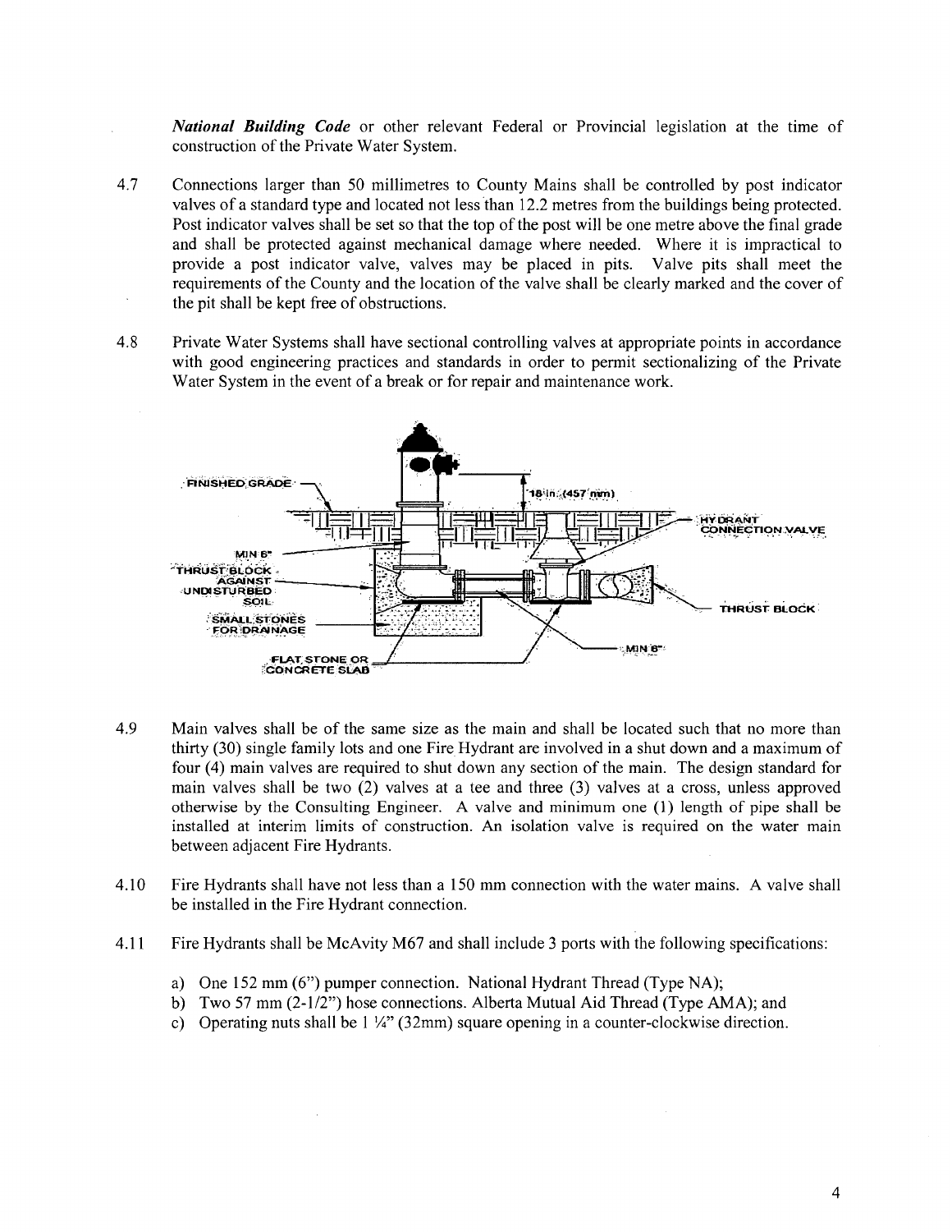***National Building Code*** or other relevant Federal or Provincial legislation at the time of construction of the Private Water System.

4.7 Connections larger than 50 millimetres to County Mains shall be controlled by post indicator valves of a standard type and located not less than 12.2 metres from the buildings being protected. Post indicator valves shall be set so that the top of the post will be one metre above the final grade and shall be protected against mechanical damage where needed. Where it is impractical to provide a post indicator valve, valves may be placed in pits. Valve pits shall meet the requirements of the County and the location of the valve shall be clearly marked and the cover of the pit shall be kept free of obstructions.

4.8 Private Water Systems shall have sectional controlling valves at appropriate points in accordance with good engineering practices and standards in order to permit sectionalizing of the Private Water System in the event of a break or for repair and maintenance work.

4.9 Main valves shall be of the same size as the main and shall be located such that no more than thirty (30) single family lots and one Fire Hydrant are involved in a shut down and a maximum of four (4) main valves are required to shut down any section of the main. The design standard for main valves shall be two (2) valves at a tee and three (3) valves at a cross, unless approved otherwise by the Consulting Engineer. A valve and minimum one (1) length of pipe shall be installed at interim limits of construction. An isolation valve is required on the water main between adjacent Fire Hydrants.

4.10 Fire Hydrants shall have not less than a 150 mm connection with the water mains. A valve shall be installed in the Fire Hydrant connection.

4.11 Fire Hydrants shall be McAvity M67 and shall include 3 ports with the following specifications:

a) One 152 mm (6") pumper connection. National Hydrant Thread (Type NA);
b) Two 57 mm (2-1/2") hose connections. Alberta Mutual Aid Thread (Type AMA); and
c) Operating nuts shall be 1 ¼" (32mm) square opening in a counter-clockwise direction.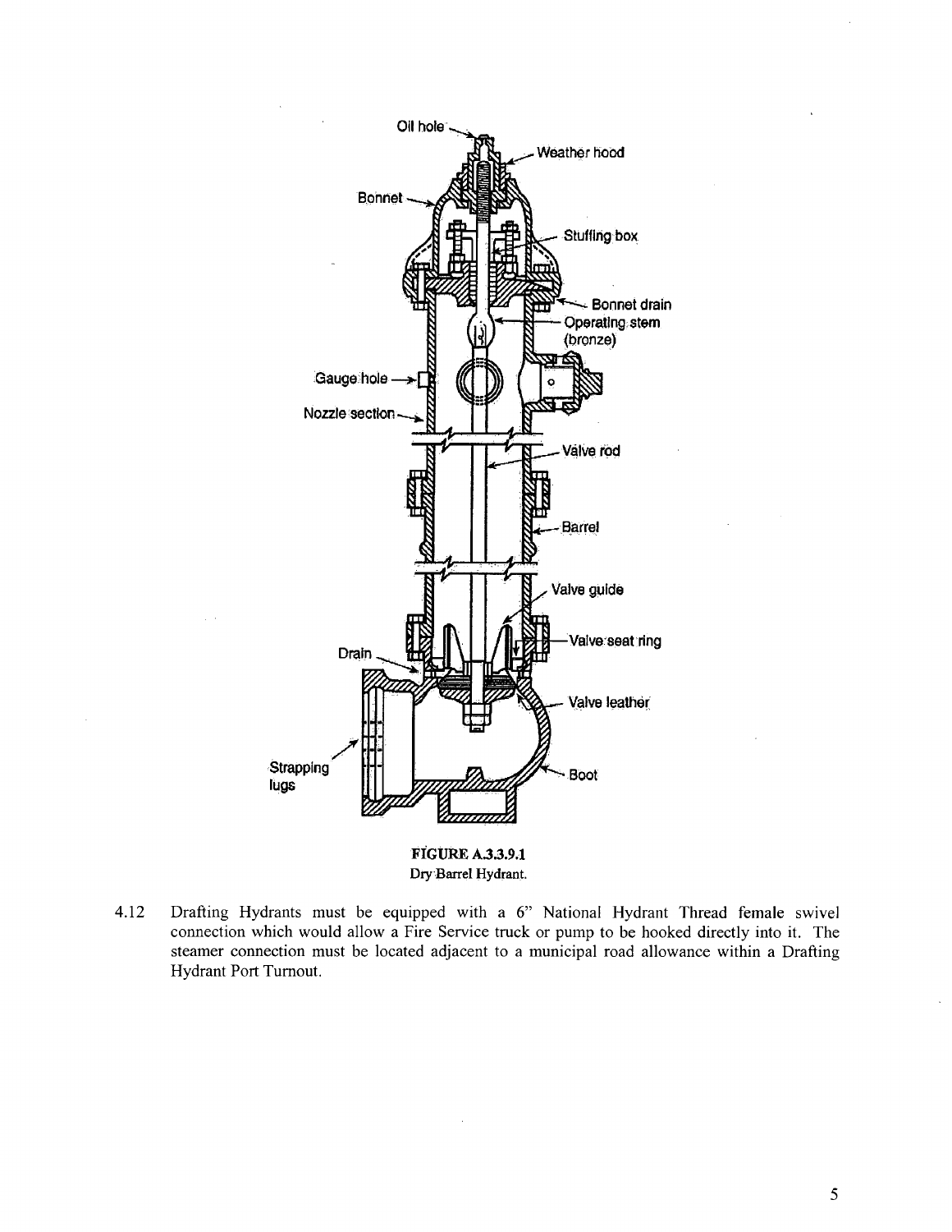FIGURE A.3.3.9.1
Dry Barrel Hydrant.

4.12 Drafting Hydrants must be equipped with a 6" National Hydrant Thread female swivel connection which would allow a Fire Service truck or pump to be hooked directly into it. The steamer connection must be located adjacent to a municipal road allowance within a Drafting Hydrant Port Turnout.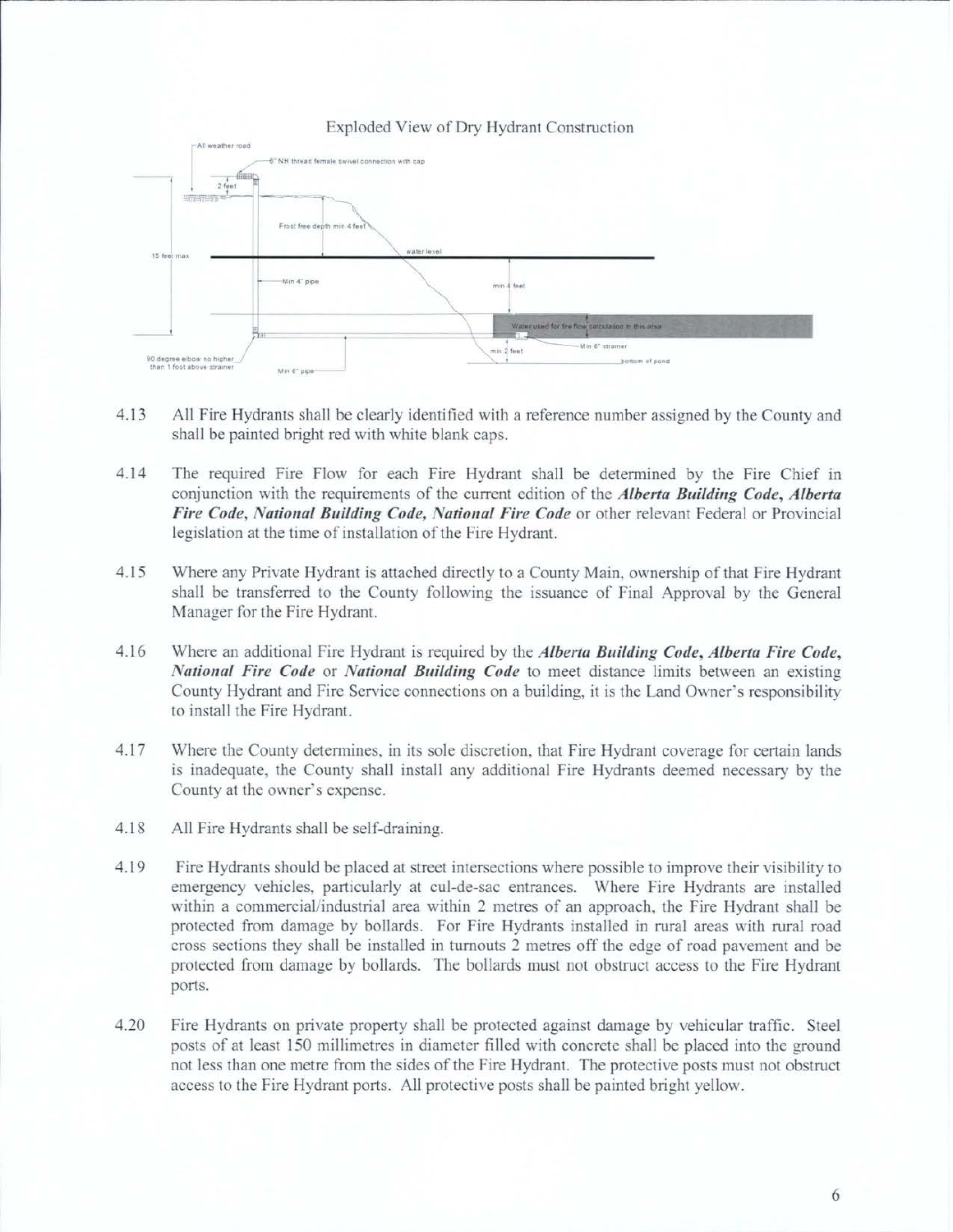Exploded View of Dry Hydrant Construction

All weather road

6" NH thread female swivel connection with cap

2 feet

Frost free depth min 4 feet

15 feet max

water level

Min 4" pipe

min 4 feet

Water used for fire flow calculation in this area

Min 6" strainer

min 2 feet

bottom of pond

90 degree elbow no higher than 1 foot above strainer

Min 6" pipe

4.13 All Fire Hydrants shall be clearly identified with a reference number assigned by the County and shall be painted bright red with white blank caps.

4.14 The required Fire Flow for each Fire Hydrant shall be determined by the Fire Chief in conjunction with the requirements of the current edition of the ***Alberta Building Code, Alberta Fire Code, National Building Code, National Fire Code*** or other relevant Federal or Provincial legislation at the time of installation of the Fire Hydrant.

4.15 Where any Private Hydrant is attached directly to a County Main, ownership of that Fire Hydrant shall be transferred to the County following the issuance of Final Approval by the General Manager for the Fire Hydrant.

4.16 Where an additional Fire Hydrant is required by the ***Alberta Building Code, Alberta Fire Code, National Fire Code*** or ***National Building Code*** to meet distance limits between an existing County Hydrant and Fire Service connections on a building, it is the Land Owner's responsibility to install the Fire Hydrant.

4.17 Where the County determines, in its sole discretion, that Fire Hydrant coverage for certain lands is inadequate, the County shall install any additional Fire Hydrants deemed necessary by the County at the owner's expense.

4.18 All Fire Hydrants shall be self-draining.

4.19 Fire Hydrants should be placed at street intersections where possible to improve their visibility to emergency vehicles, particularly at cul-de-sac entrances. Where Fire Hydrants are installed within a commercial/industrial area within 2 metres of an approach, the Fire Hydrant shall be protected from damage by bollards. For Fire Hydrants installed in rural areas with rural road cross sections they shall be installed in turnouts 2 metres off the edge of road pavement and be protected from damage by bollards. The bollards must not obstruct access to the Fire Hydrant ports.

4.20 Fire Hydrants on private property shall be protected against damage by vehicular traffic. Steel posts of at least 150 millimetres in diameter filled with concrete shall be placed into the ground not less than one metre from the sides of the Fire Hydrant. The protective posts must not obstruct access to the Fire Hydrant ports. All protective posts shall be painted bright yellow.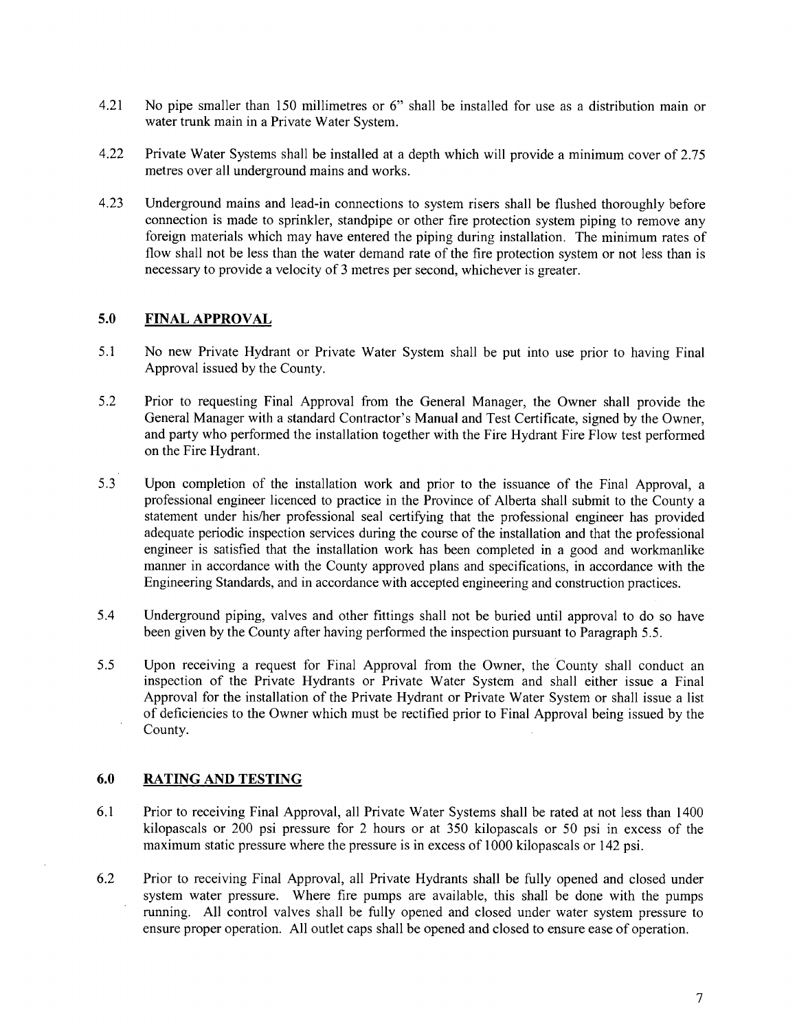4.21 No pipe smaller than 150 millimetres or 6" shall be installed for use as a distribution main or water trunk main in a Private Water System.

4.22 Private Water Systems shall be installed at a depth which will provide a minimum cover of 2.75 metres over all underground mains and works.

4.23 Underground mains and lead-in connections to system risers shall be flushed thoroughly before connection is made to sprinkler, standpipe or other fire protection system piping to remove any foreign materials which may have entered the piping during installation. The minimum rates of flow shall not be less than the water demand rate of the fire protection system or not less than is necessary to provide a velocity of 3 metres per second, whichever is greater.

## 5.0 FINAL APPROVAL

5.1 No new Private Hydrant or Private Water System shall be put into use prior to having Final Approval issued by the County.

5.2 Prior to requesting Final Approval from the General Manager, the Owner shall provide the General Manager with a standard Contractor's Manual and Test Certificate, signed by the Owner, and party who performed the installation together with the Fire Hydrant Fire Flow test performed on the Fire Hydrant.

5.3 Upon completion of the installation work and prior to the issuance of the Final Approval, a professional engineer licenced to practice in the Province of Alberta shall submit to the County a statement under his/her professional seal certifying that the professional engineer has provided adequate periodic inspection services during the course of the installation and that the professional engineer is satisfied that the installation work has been completed in a good and workmanlike manner in accordance with the County approved plans and specifications, in accordance with the Engineering Standards, and in accordance with accepted engineering and construction practices.

5.4 Underground piping, valves and other fittings shall not be buried until approval to do so have been given by the County after having performed the inspection pursuant to Paragraph 5.5.

5.5 Upon receiving a request for Final Approval from the Owner, the County shall conduct an inspection of the Private Hydrants or Private Water System and shall either issue a Final Approval for the installation of the Private Hydrant or Private Water System or shall issue a list of deficiencies to the Owner which must be rectified prior to Final Approval being issued by the County.

## 6.0 RATING AND TESTING

6.1 Prior to receiving Final Approval, all Private Water Systems shall be rated at not less than 1400 kilopascals or 200 psi pressure for 2 hours or at 350 kilopascals or 50 psi in excess of the maximum static pressure where the pressure is in excess of 1000 kilopascals or 142 psi.

6.2 Prior to receiving Final Approval, all Private Hydrants shall be fully opened and closed under system water pressure. Where fire pumps are available, this shall be done with the pumps running. All control valves shall be fully opened and closed under water system pressure to ensure proper operation. All outlet caps shall be opened and closed to ensure ease of operation.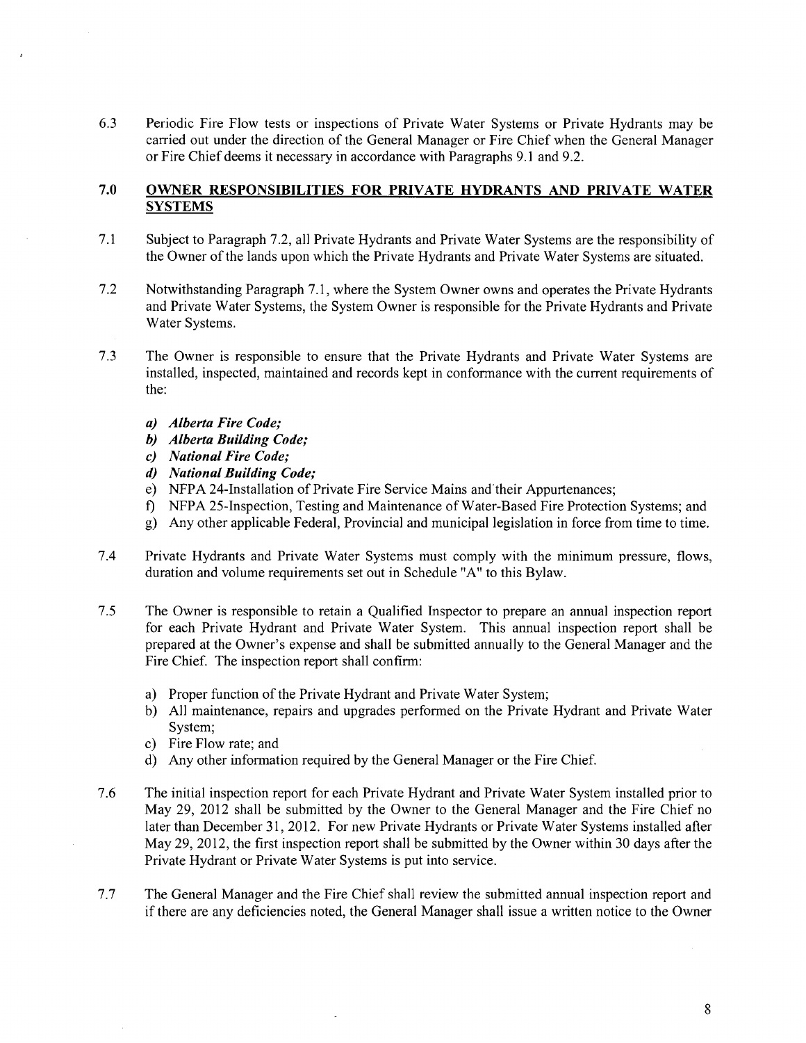6.3 Periodic Fire Flow tests or inspections of Private Water Systems or Private Hydrants may be carried out under the direction of the General Manager or Fire Chief when the General Manager or Fire Chief deems it necessary in accordance with Paragraphs 9.1 and 9.2.

## 7.0 OWNER RESPONSIBILITIES FOR PRIVATE HYDRANTS AND PRIVATE WATER SYSTEMS

7.1 Subject to Paragraph 7.2, all Private Hydrants and Private Water Systems are the responsibility of the Owner of the lands upon which the Private Hydrants and Private Water Systems are situated.

7.2 Notwithstanding Paragraph 7.1, where the System Owner owns and operates the Private Hydrants and Private Water Systems, the System Owner is responsible for the Private Hydrants and Private Water Systems.

7.3 The Owner is responsible to ensure that the Private Hydrants and Private Water Systems are installed, inspected, maintained and records kept in conformance with the current requirements of the:

- a) ***Alberta Fire Code;***
- b) ***Alberta Building Code;***
- c) ***National Fire Code;***
- d) ***National Building Code;***
- e) NFPA 24-Installation of Private Fire Service Mains and their Appurtenances;
- f) NFPA 25-Inspection, Testing and Maintenance of Water-Based Fire Protection Systems; and
- g) Any other applicable Federal, Provincial and municipal legislation in force from time to time.

7.4 Private Hydrants and Private Water Systems must comply with the minimum pressure, flows, duration and volume requirements set out in Schedule "A" to this Bylaw.

7.5 The Owner is responsible to retain a Qualified Inspector to prepare an annual inspection report for each Private Hydrant and Private Water System. This annual inspection report shall be prepared at the Owner's expense and shall be submitted annually to the General Manager and the Fire Chief. The inspection report shall confirm:

- a) Proper function of the Private Hydrant and Private Water System;
- b) All maintenance, repairs and upgrades performed on the Private Hydrant and Private Water System;
- c) Fire Flow rate; and
- d) Any other information required by the General Manager or the Fire Chief.

7.6 The initial inspection report for each Private Hydrant and Private Water System installed prior to May 29, 2012 shall be submitted by the Owner to the General Manager and the Fire Chief no later than December 31, 2012. For new Private Hydrants or Private Water Systems installed after May 29, 2012, the first inspection report shall be submitted by the Owner within 30 days after the Private Hydrant or Private Water Systems is put into service.

7.7 The General Manager and the Fire Chief shall review the submitted annual inspection report and if there are any deficiencies noted, the General Manager shall issue a written notice to the Owner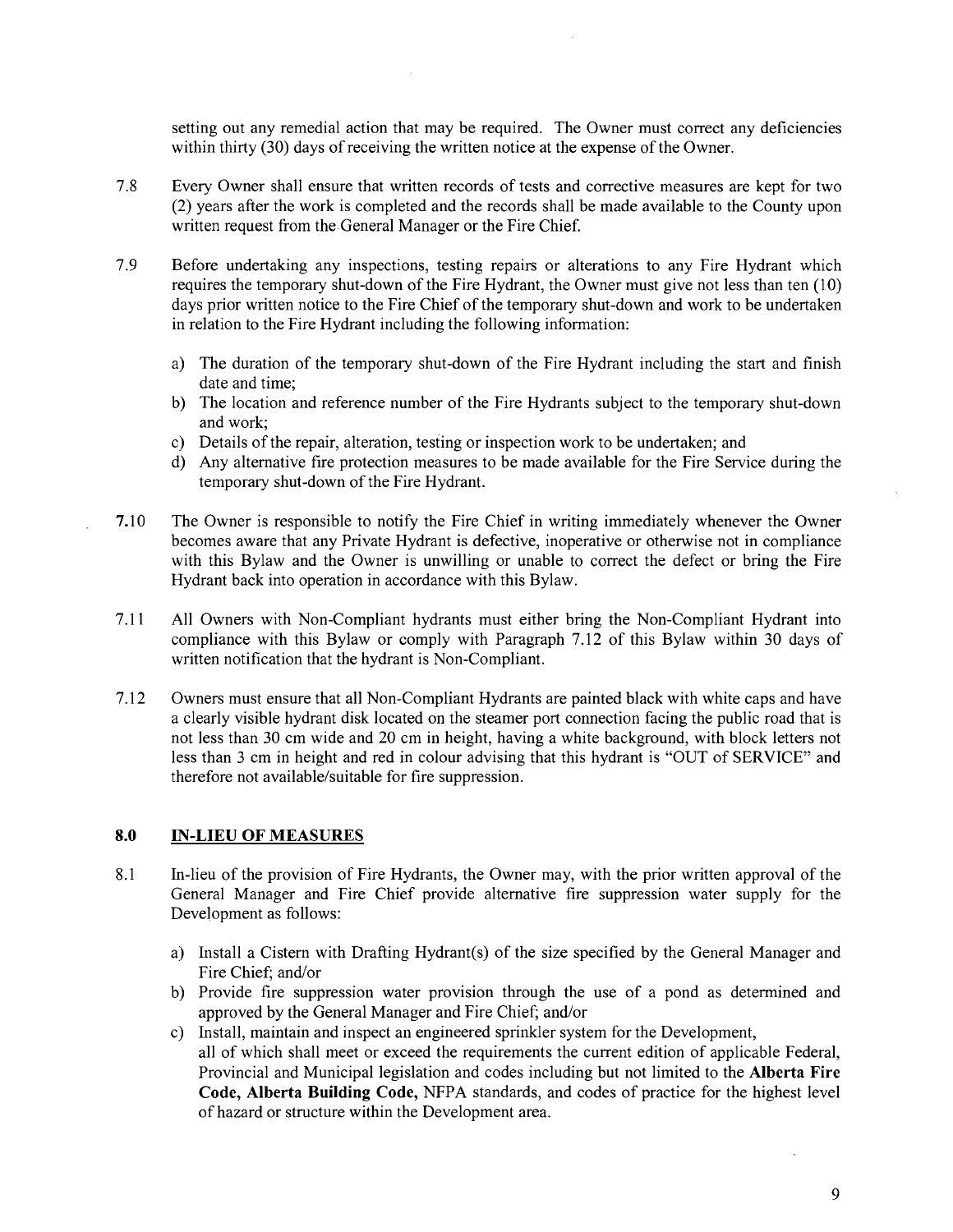setting out any remedial action that may be required. The Owner must correct any deficiencies within thirty (30) days of receiving the written notice at the expense of the Owner.

7.8 Every Owner shall ensure that written records of tests and corrective measures are kept for two (2) years after the work is completed and the records shall be made available to the County upon written request from the General Manager or the Fire Chief.

7.9 Before undertaking any inspections, testing repairs or alterations to any Fire Hydrant which requires the temporary shut-down of the Fire Hydrant, the Owner must give not less than ten (10) days prior written notice to the Fire Chief of the temporary shut-down and work to be undertaken in relation to the Fire Hydrant including the following information:

a) The duration of the temporary shut-down of the Fire Hydrant including the start and finish date and time;
b) The location and reference number of the Fire Hydrants subject to the temporary shut-down and work;
c) Details of the repair, alteration, testing or inspection work to be undertaken; and
d) Any alternative fire protection measures to be made available for the Fire Service during the temporary shut-down of the Fire Hydrant.

7.10 The Owner is responsible to notify the Fire Chief in writing immediately whenever the Owner becomes aware that any Private Hydrant is defective, inoperative or otherwise not in compliance with this Bylaw and the Owner is unwilling or unable to correct the defect or bring the Fire Hydrant back into operation in accordance with this Bylaw.

7.11 All Owners with Non-Compliant hydrants must either bring the Non-Compliant Hydrant into compliance with this Bylaw or comply with Paragraph 7.12 of this Bylaw within 30 days of written notification that the hydrant is Non-Compliant.

7.12 Owners must ensure that all Non-Compliant Hydrants are painted black with white caps and have a clearly visible hydrant disk located on the steamer port connection facing the public road that is not less than 30 cm wide and 20 cm in height, having a white background, with block letters not less than 3 cm in height and red in colour advising that this hydrant is "OUT of SERVICE" and therefore not available/suitable for fire suppression.

## 8.0 IN-LIEU OF MEASURES

8.1 In-lieu of the provision of Fire Hydrants, the Owner may, with the prior written approval of the General Manager and Fire Chief provide alternative fire suppression water supply for the Development as follows:

a) Install a Cistern with Drafting Hydrant(s) of the size specified by the General Manager and Fire Chief; and/or
b) Provide fire suppression water provision through the use of a pond as determined and approved by the General Manager and Fire Chief; and/or
c) Install, maintain and inspect an engineered sprinkler system for the Development,

all of which shall meet or exceed the requirements the current edition of applicable Federal, Provincial and Municipal legislation and codes including but not limited to the **Alberta Fire Code, Alberta Building Code,** NFPA standards, and codes of practice for the highest level of hazard or structure within the Development area.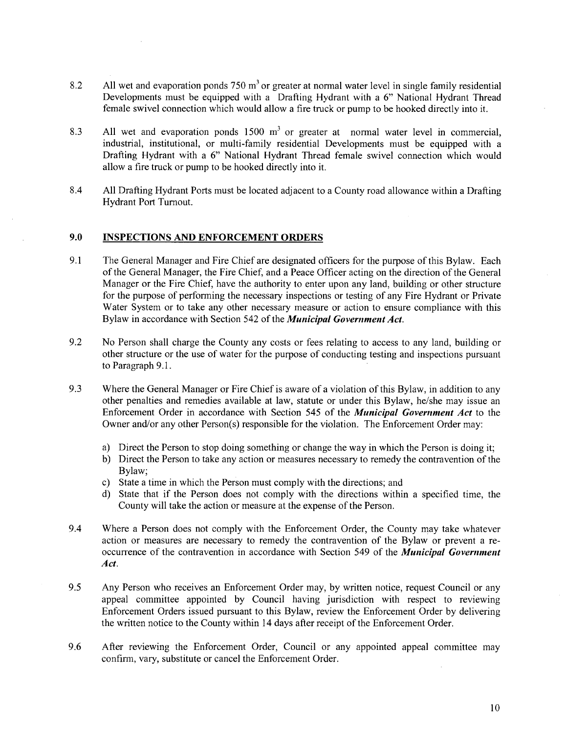8.2 All wet and evaporation ponds 750 $m^3$ or greater at normal water level in single family residential Developments must be equipped with a Drafting Hydrant with a 6" National Hydrant Thread female swivel connection which would allow a fire truck or pump to be hooked directly into it.

8.3 All wet and evaporation ponds 1500 $m^3$ or greater at normal water level in commercial, industrial, institutional, or multi-family residential Developments must be equipped with a Drafting Hydrant with a 6" National Hydrant Thread female swivel connection which would allow a fire truck or pump to be hooked directly into it.

8.4 All Drafting Hydrant Ports must be located adjacent to a County road allowance within a Drafting Hydrant Port Turnout.

## 9.0 INSPECTIONS AND ENFORCEMENT ORDERS

9.1 The General Manager and Fire Chief are designated officers for the purpose of this Bylaw. Each of the General Manager, the Fire Chief, and a Peace Officer acting on the direction of the General Manager or the Fire Chief, have the authority to enter upon any land, building or other structure for the purpose of performing the necessary inspections or testing of any Fire Hydrant or Private Water System or to take any other necessary measure or action to ensure compliance with this Bylaw in accordance with Section 542 of the ***Municipal Government Act***.

9.2 No Person shall charge the County any costs or fees relating to access to any land, building or other structure or the use of water for the purpose of conducting testing and inspections pursuant to Paragraph 9.1.

9.3 Where the General Manager or Fire Chief is aware of a violation of this Bylaw, in addition to any other penalties and remedies available at law, statute or under this Bylaw, he/she may issue an Enforcement Order in accordance with Section 545 of the ***Municipal Government Act*** to the Owner and/or any other Person(s) responsible for the violation. The Enforcement Order may:

a) Direct the Person to stop doing something or change the way in which the Person is doing it;
b) Direct the Person to take any action or measures necessary to remedy the contravention of the Bylaw;
c) State a time in which the Person must comply with the directions; and
d) State that if the Person does not comply with the directions within a specified time, the County will take the action or measure at the expense of the Person.

9.4 Where a Person does not comply with the Enforcement Order, the County may take whatever action or measures are necessary to remedy the contravention of the Bylaw or prevent a re-occurrence of the contravention in accordance with Section 549 of the ***Municipal Government Act***.

9.5 Any Person who receives an Enforcement Order may, by written notice, request Council or any appeal committee appointed by Council having jurisdiction with respect to reviewing Enforcement Orders issued pursuant to this Bylaw, review the Enforcement Order by delivering the written notice to the County within 14 days after receipt of the Enforcement Order.

9.6 After reviewing the Enforcement Order, Council or any appointed appeal committee may confirm, vary, substitute or cancel the Enforcement Order.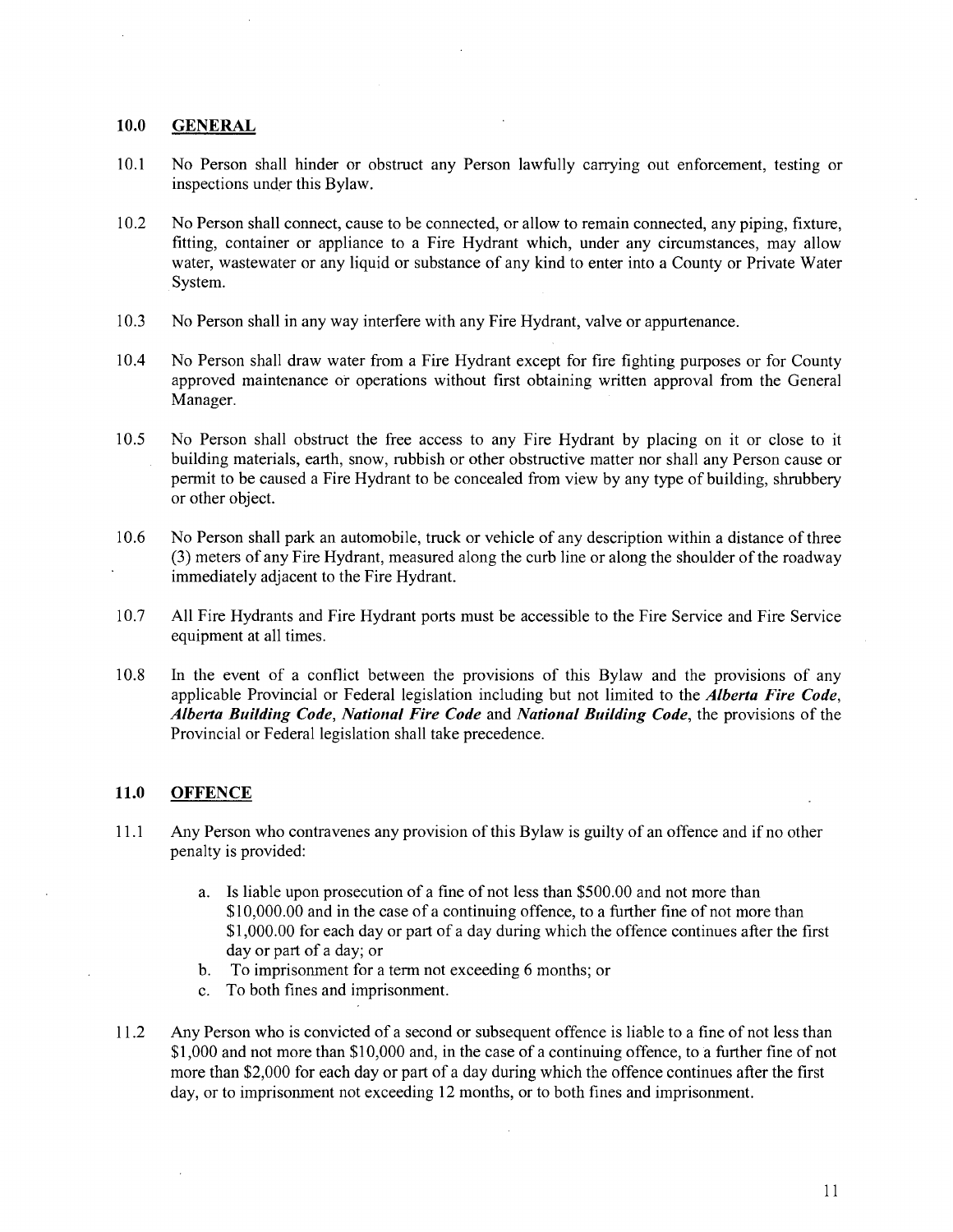## 10.0 GENERAL

10.1 No Person shall hinder or obstruct any Person lawfully carrying out enforcement, testing or inspections under this Bylaw.

10.2 No Person shall connect, cause to be connected, or allow to remain connected, any piping, fixture, fitting, container or appliance to a Fire Hydrant which, under any circumstances, may allow water, wastewater or any liquid or substance of any kind to enter into a County or Private Water System.

10.3 No Person shall in any way interfere with any Fire Hydrant, valve or appurtenance.

10.4 No Person shall draw water from a Fire Hydrant except for fire fighting purposes or for County approved maintenance or operations without first obtaining written approval from the General Manager.

10.5 No Person shall obstruct the free access to any Fire Hydrant by placing on it or close to it building materials, earth, snow, rubbish or other obstructive matter nor shall any Person cause or permit to be caused a Fire Hydrant to be concealed from view by any type of building, shrubbery or other object.

10.6 No Person shall park an automobile, truck or vehicle of any description within a distance of three (3) meters of any Fire Hydrant, measured along the curb line or along the shoulder of the roadway immediately adjacent to the Fire Hydrant.

10.7 All Fire Hydrants and Fire Hydrant ports must be accessible to the Fire Service and Fire Service equipment at all times.

10.8 In the event of a conflict between the provisions of this Bylaw and the provisions of any applicable Provincial or Federal legislation including but not limited to the ***Alberta Fire Code***, ***Alberta Building Code***, ***National Fire Code*** and ***National Building Code***, the provisions of the Provincial or Federal legislation shall take precedence.

## 11.0 OFFENCE

11.1 Any Person who contravenes any provision of this Bylaw is guilty of an offence and if no other penalty is provided:

a. Is liable upon prosecution of a fine of not less than $500.00 and not more than $10,000.00 and in the case of a continuing offence, to a further fine of not more than $1,000.00 for each day or part of a day during which the offence continues after the first day or part of a day; or
b. To imprisonment for a term not exceeding 6 months; or
c. To both fines and imprisonment.

11.2 Any Person who is convicted of a second or subsequent offence is liable to a fine of not less than $1,000 and not more than $10,000 and, in the case of a continuing offence, to a further fine of not more than $2,000 for each day or part of a day during which the offence continues after the first day, or to imprisonment not exceeding 12 months, or to both fines and imprisonment.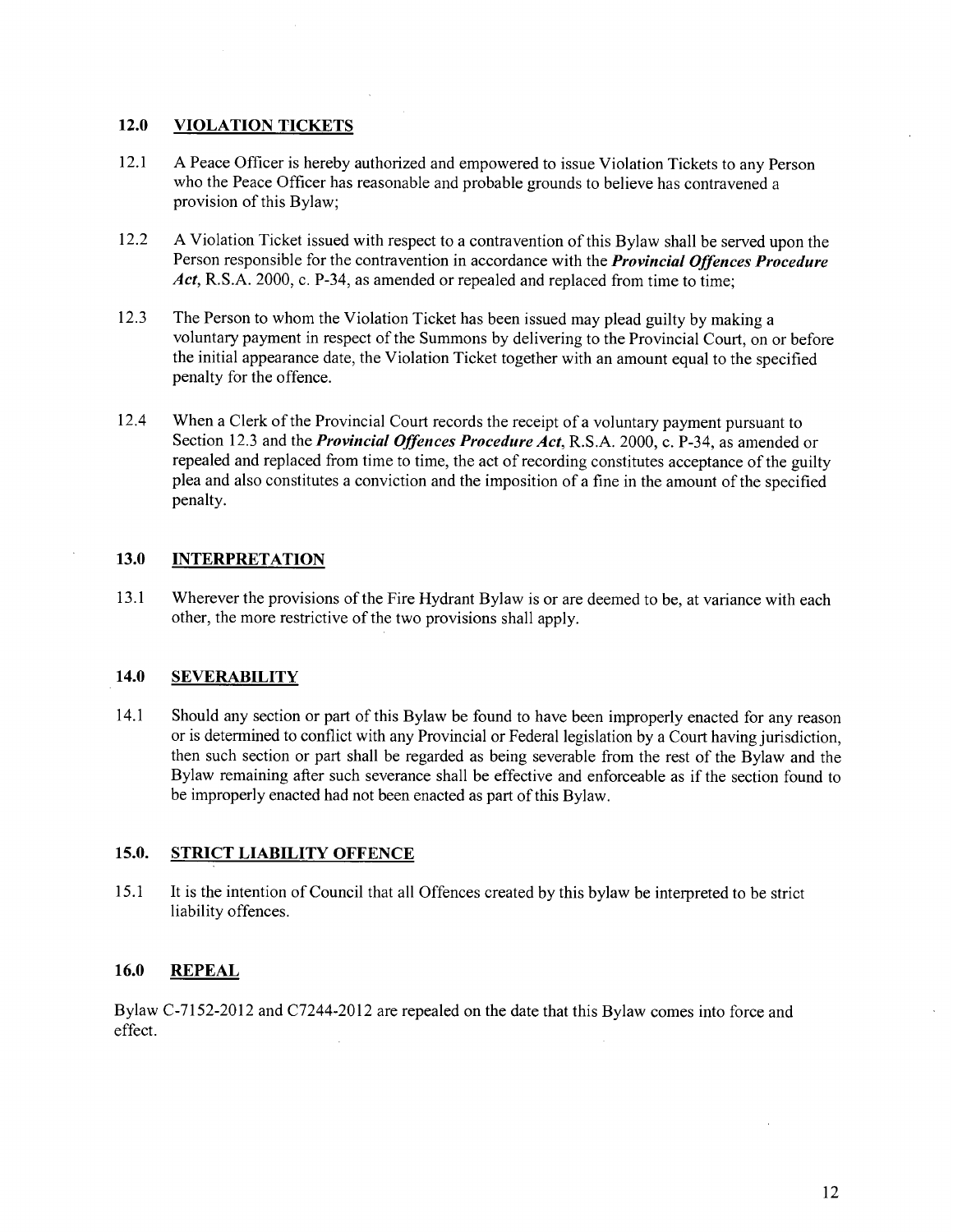## 12.0 VIOLATION TICKETS

12.1 A Peace Officer is hereby authorized and empowered to issue Violation Tickets to any Person who the Peace Officer has reasonable and probable grounds to believe has contravened a provision of this Bylaw;

12.2 A Violation Ticket issued with respect to a contravention of this Bylaw shall be served upon the Person responsible for the contravention in accordance with the ***Provincial Offences Procedure Act***, R.S.A. 2000, c. P-34, as amended or repealed and replaced from time to time;

12.3 The Person to whom the Violation Ticket has been issued may plead guilty by making a voluntary payment in respect of the Summons by delivering to the Provincial Court, on or before the initial appearance date, the Violation Ticket together with an amount equal to the specified penalty for the offence.

12.4 When a Clerk of the Provincial Court records the receipt of a voluntary payment pursuant to Section 12.3 and the ***Provincial Offences Procedure Act***, R.S.A. 2000, c. P-34, as amended or repealed and replaced from time to time, the act of recording constitutes acceptance of the guilty plea and also constitutes a conviction and the imposition of a fine in the amount of the specified penalty.

## 13.0 INTERPRETATION

13.1 Wherever the provisions of the Fire Hydrant Bylaw is or are deemed to be, at variance with each other, the more restrictive of the two provisions shall apply.

## 14.0 SEVERABILITY

14.1 Should any section or part of this Bylaw be found to have been improperly enacted for any reason or is determined to conflict with any Provincial or Federal legislation by a Court having jurisdiction, then such section or part shall be regarded as being severable from the rest of the Bylaw and the Bylaw remaining after such severance shall be effective and enforceable as if the section found to be improperly enacted had not been enacted as part of this Bylaw.

## 15.0. STRICT LIABILITY OFFENCE

15.1 It is the intention of Council that all Offences created by this bylaw be interpreted to be strict liability offences.

## 16.0 REPEAL

Bylaw C-7152-2012 and C7244-2012 are repealed on the date that this Bylaw comes into force and effect.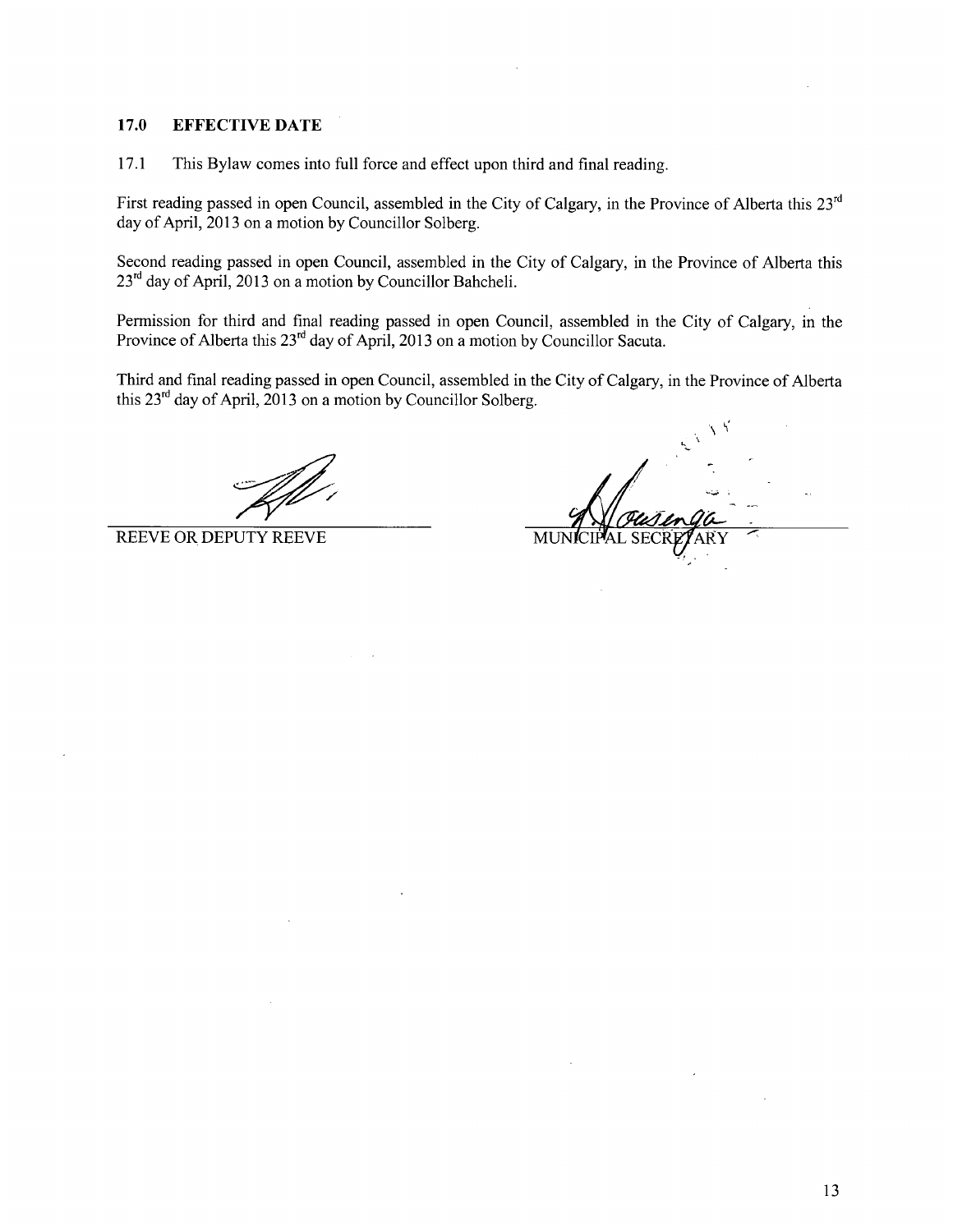## 17.0 EFFECTIVE DATE

17.1 This Bylaw comes into full force and effect upon third and final reading.

First reading passed in open Council, assembled in the City of Calgary, in the Province of Alberta this 23rd day of April, 2013 on a motion by Councillor Solberg.

Second reading passed in open Council, assembled in the City of Calgary, in the Province of Alberta this 23rd day of April, 2013 on a motion by Councillor Bahcheli.

Permission for third and final reading passed in open Council, assembled in the City of Calgary, in the Province of Alberta this 23rd day of April, 2013 on a motion by Councillor Sacuta.

Third and final reading passed in open Council, assembled in the City of Calgary, in the Province of Alberta this 23rd day of April, 2013 on a motion by Councillor Solberg.

REEVE OR DEPUTY REEVE

MUNICIPAL SECRETARY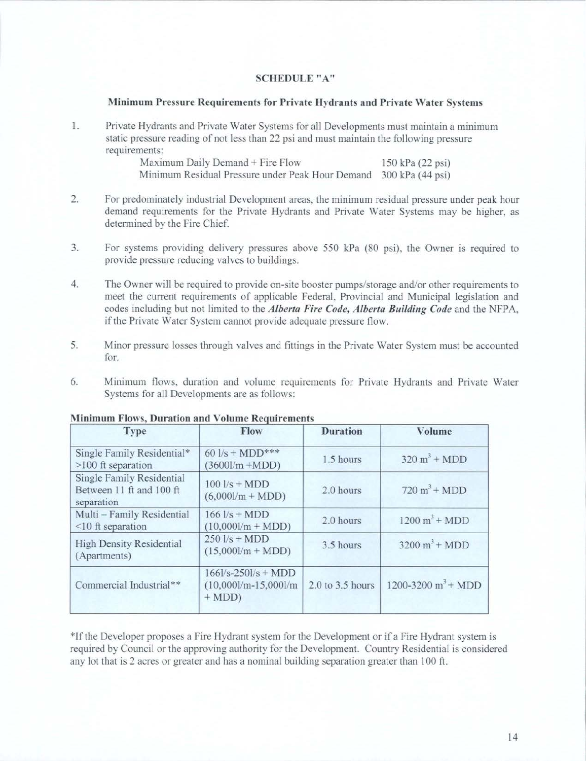## SCHEDULE "A"

### Minimum Pressure Requirements for Private Hydrants and Private Water Systems

1. Private Hydrants and Private Water Systems for all Developments must maintain a minimum static pressure reading of not less than 22 psi and must maintain the following pressure requirements:

   Maximum Daily Demand + Fire Flow — 150 kPa (22 psi)
   Minimum Residual Pressure under Peak Hour Demand — 300 kPa (44 psi)

2. For predominately industrial Development areas, the minimum residual pressure under peak hour demand requirements for the Private Hydrants and Private Water Systems may be higher, as determined by the Fire Chief.

3. For systems providing delivery pressures above 550 kPa (80 psi), the Owner is required to provide pressure reducing valves to buildings.

4. The Owner will be required to provide on-site booster pumps/storage and/or other requirements to meet the current requirements of applicable Federal, Provincial and Municipal legislation and codes including but not limited to the ***Alberta Fire Code, Alberta Building Code*** and the NFPA, if the Private Water System cannot provide adequate pressure flow.

5. Minor pressure losses through valves and fittings in the Private Water System must be accounted for.

6. Minimum flows, duration and volume requirements for Private Hydrants and Private Water Systems for all Developments are as follows:

**Minimum Flows, Duration and Volume Requirements**

| Type | Flow | Duration | Volume |
|---|---|---|---|
| Single Family Residential* >100 ft separation | 60 l/s + MDD*** (3600l/m +MDD) | 1.5 hours | 320 $m^3$ + MDD |
| Single Family Residential Between 11 ft and 100 ft separation | 100 l/s + MDD (6,000l/m + MDD) | 2.0 hours | 720 $m^3$ + MDD |
| Multi – Family Residential <10 ft separation | 166 l/s + MDD (10,000l/m + MDD) | 2.0 hours | 1200 $m^3$ + MDD |
| High Density Residential (Apartments) | 250 l/s + MDD (15,000l/m + MDD) | 3.5 hours | 3200 $m^3$ + MDD |
| Commercial Industrial** | 166l/s-250l/s + MDD (10,000l/m-15,000l/m + MDD) | 2.0 to 3.5 hours | 1200-3200 $m^3$ + MDD |

*If the Developer proposes a Fire Hydrant system for the Development or if a Fire Hydrant system is required by Council or the approving authority for the Development. Country Residential is considered any lot that is 2 acres or greater and has a nominal building separation greater than 100 ft.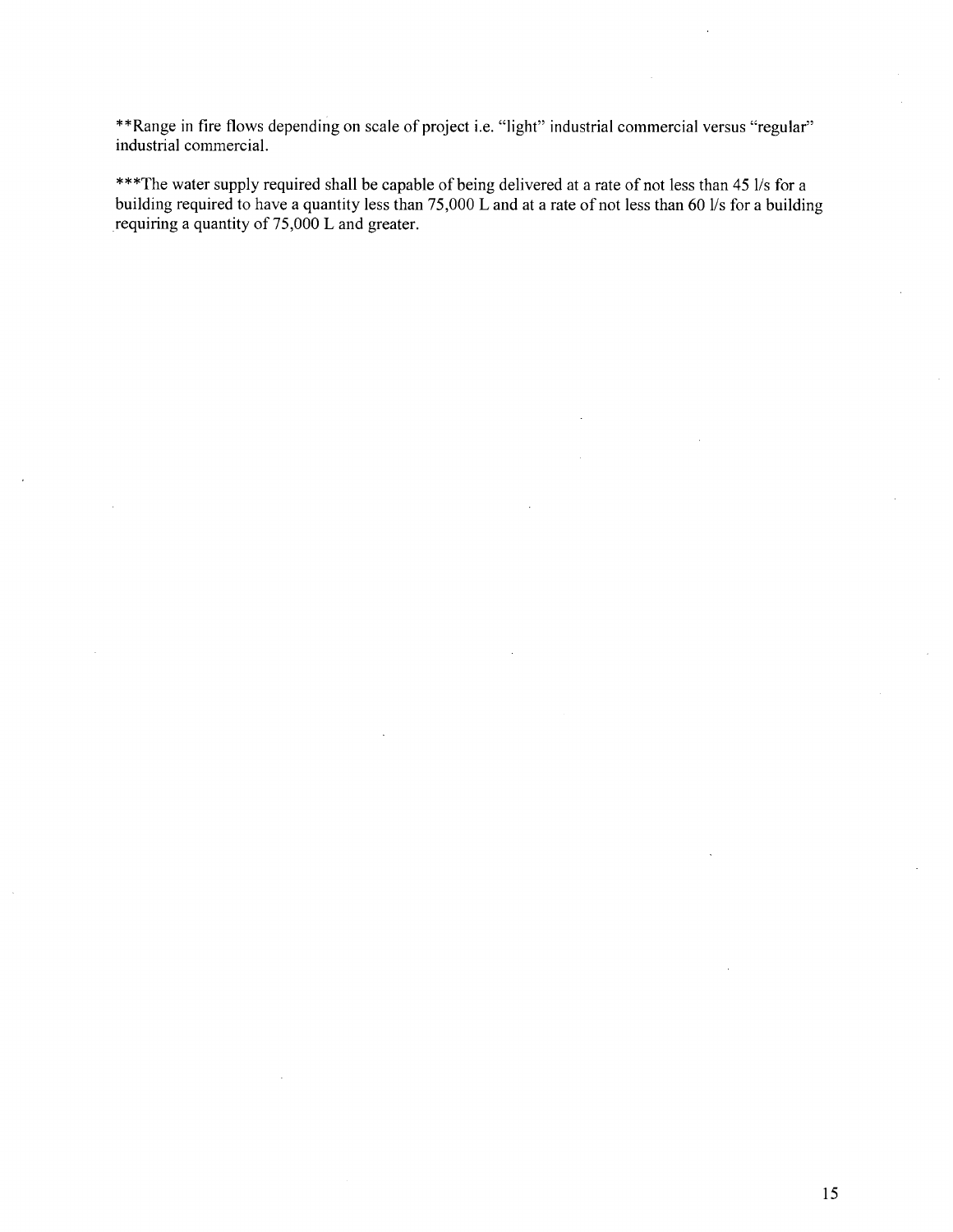**Range in fire flows depending on scale of project i.e. "light" industrial commercial versus "regular" industrial commercial.

***The water supply required shall be capable of being delivered at a rate of not less than 45 l/s for a building required to have a quantity less than 75,000 L and at a rate of not less than 60 l/s for a building requiring a quantity of 75,000 L and greater.